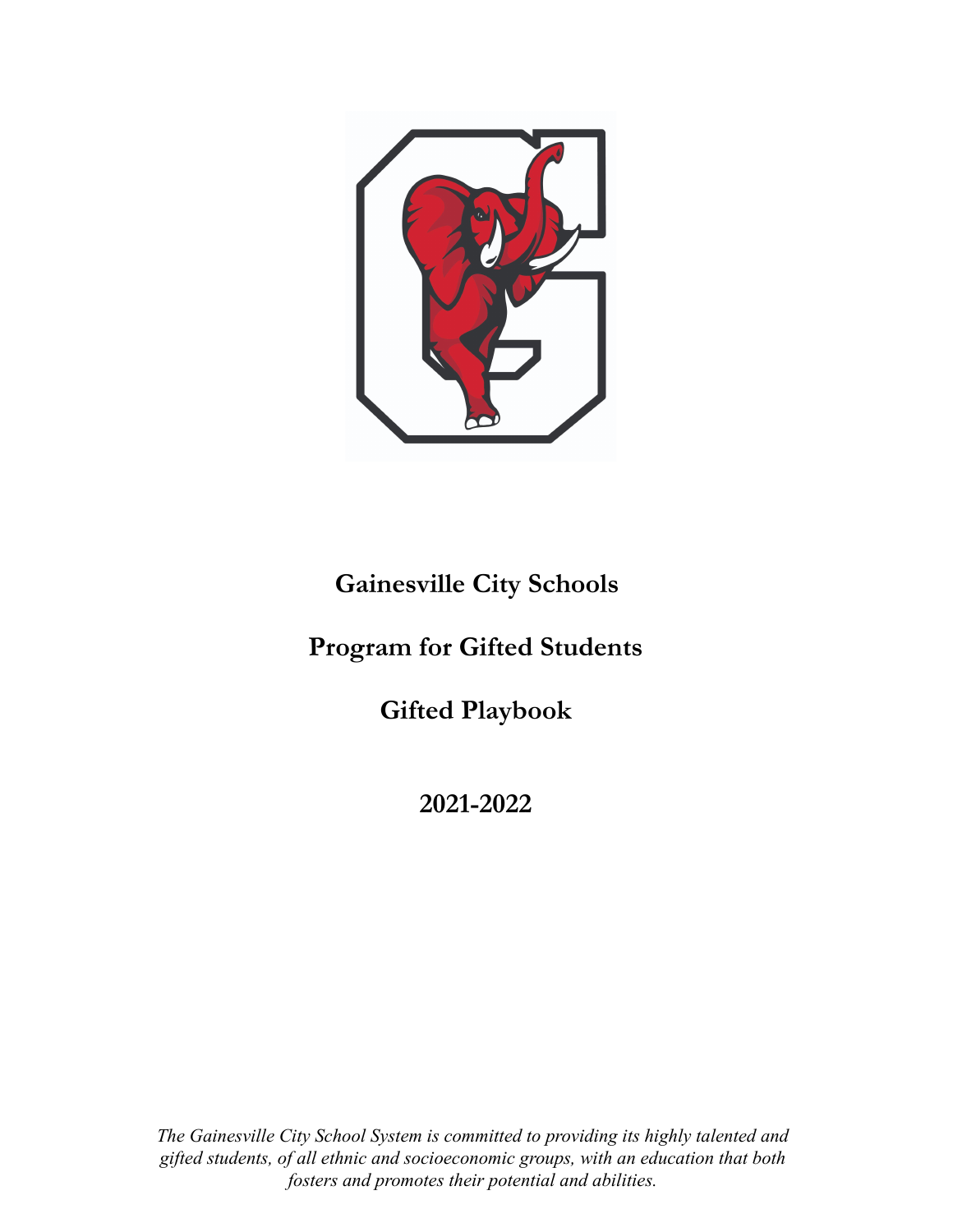# Gainesville City Schools

# Program for Gifted Students

# Gifted Playbook

## 2021-2022

*The Gainesville City School System is committed to providing its highly talented and gifted students, of all ethnic and socioeconomic groups, with an education that both fosters and promotes their potential and abilities.*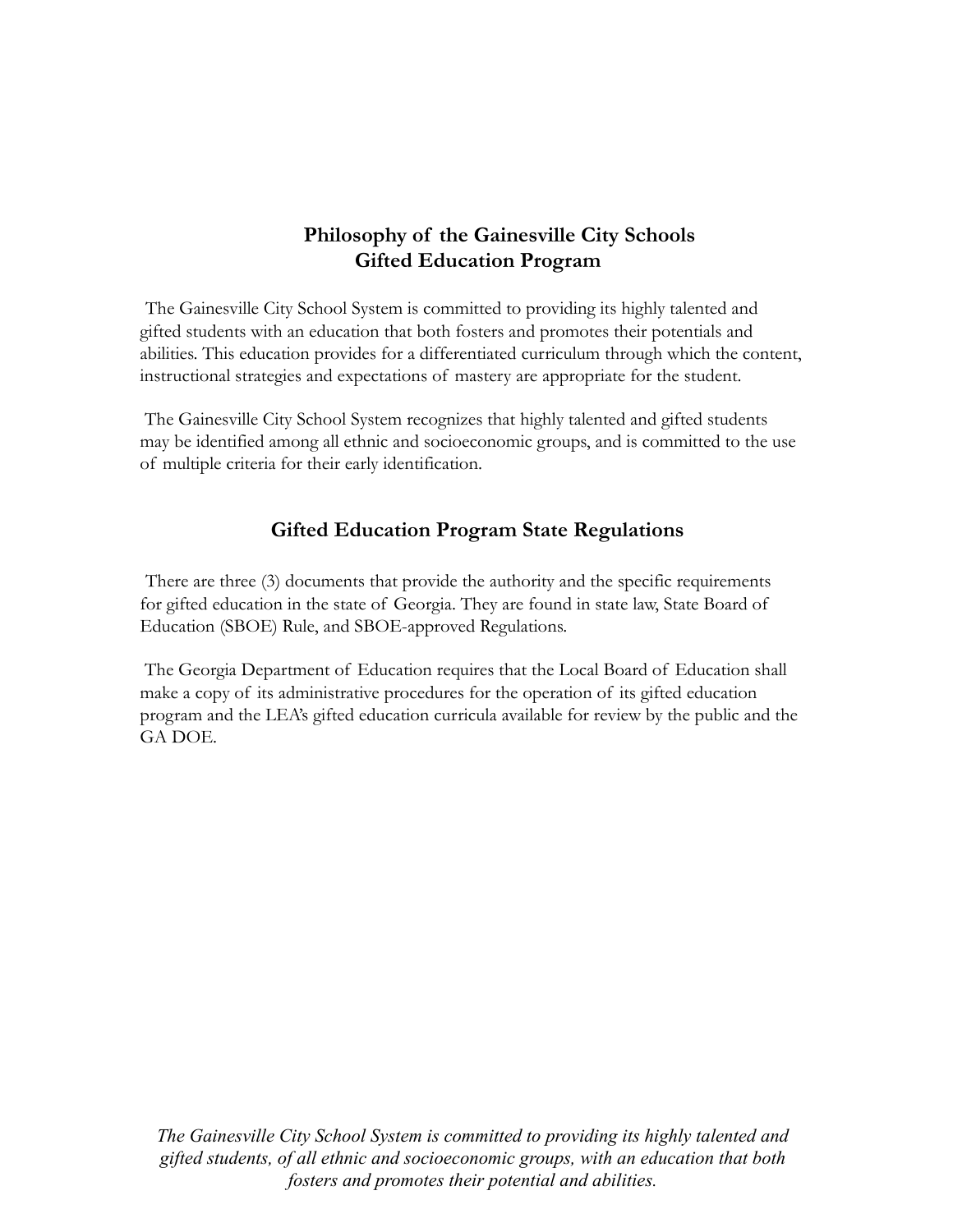## Philosophy of the Gainesville City Schools Gifted Education Program

The Gainesville City School System is committed to providing its highly talented and gifted students with an education that both fosters and promotes their potentials and abilities. This education provides for a differentiated curriculum through which the content, instructional strategies and expectations of mastery are appropriate for the student.

The Gainesville City School System recognizes that highly talented and gifted students may be identified among all ethnic and socioeconomic groups, and is committed to the use of multiple criteria for their early identification.

## Gifted Education Program State Regulations

There are three (3) documents that provide the authority and the specific requirements for gifted education in the state of Georgia. They are found in state law, State Board of Education (SBOE) Rule, and SBOE-approved Regulations.

The Georgia Department of Education requires that the Local Board of Education shall make a copy of its administrative procedures for the operation of its gifted education program and the LEA's gifted education curricula available for review by the public and the GA DOE.

*The Gainesville City School System is committed to providing its highly talented and gifted students, of all ethnic and socioeconomic groups, with an education that both fosters and promotes their potential and abilities.*